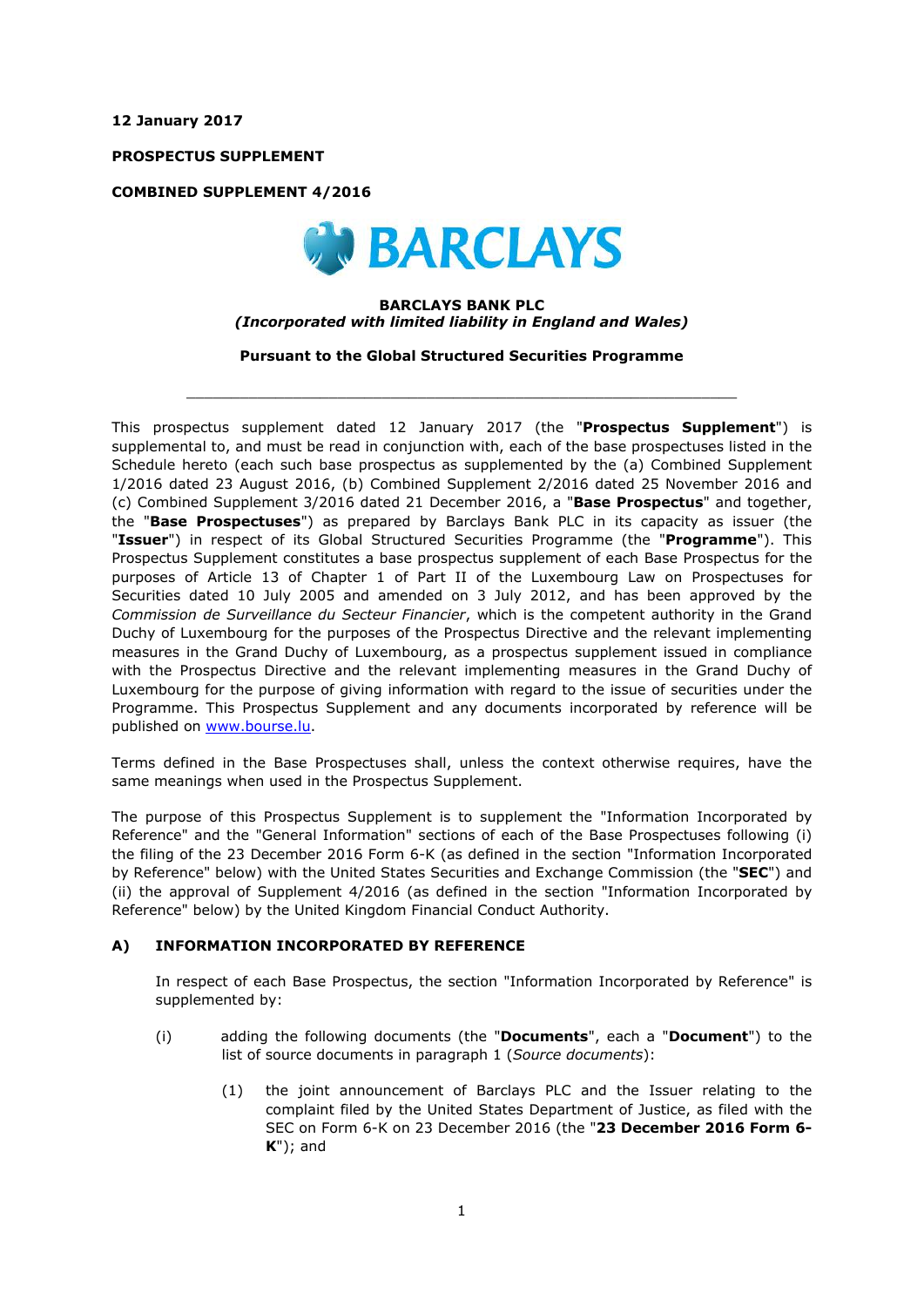**12 January 2017**

**PROSPECTUS SUPPLEMENT**

**COMBINED SUPPLEMENT 4/2016**

**BARCLAYS BANK PLC**
***(Incorporated with limited liability in England and Wales)***

**Pursuant to the Global Structured Securities Programme**

---

This prospectus supplement dated 12 January 2017 (the "**Prospectus Supplement**") is supplemental to, and must be read in conjunction with, each of the base prospectuses listed in the Schedule hereto (each such base prospectus as supplemented by the (a) Combined Supplement 1/2016 dated 23 August 2016, (b) Combined Supplement 2/2016 dated 25 November 2016 and (c) Combined Supplement 3/2016 dated 21 December 2016, a "**Base Prospectus**" and together, the "**Base Prospectuses**") as prepared by Barclays Bank PLC in its capacity as issuer (the "**Issuer**") in respect of its Global Structured Securities Programme (the "**Programme**"). This Prospectus Supplement constitutes a base prospectus supplement of each Base Prospectus for the purposes of Article 13 of Chapter 1 of Part II of the Luxembourg Law on Prospectuses for Securities dated 10 July 2005 and amended on 3 July 2012, and has been approved by the *Commission de Surveillance du Secteur Financier*, which is the competent authority in the Grand Duchy of Luxembourg for the purposes of the Prospectus Directive and the relevant implementing measures in the Grand Duchy of Luxembourg, as a prospectus supplement issued in compliance with the Prospectus Directive and the relevant implementing measures in the Grand Duchy of Luxembourg for the purpose of giving information with regard to the issue of securities under the Programme. This Prospectus Supplement and any documents incorporated by reference will be published on www.bourse.lu.

Terms defined in the Base Prospectuses shall, unless the context otherwise requires, have the same meanings when used in the Prospectus Supplement.

The purpose of this Prospectus Supplement is to supplement the "Information Incorporated by Reference" and the "General Information" sections of each of the Base Prospectuses following (i) the filing of the 23 December 2016 Form 6-K (as defined in the section "Information Incorporated by Reference" below) with the United States Securities and Exchange Commission (the "**SEC**") and (ii) the approval of Supplement 4/2016 (as defined in the section "Information Incorporated by Reference" below) by the United Kingdom Financial Conduct Authority.

## A) INFORMATION INCORPORATED BY REFERENCE

In respect of each Base Prospectus, the section "Information Incorporated by Reference" is supplemented by:

(i) adding the following documents (the "**Documents**", each a "**Document**") to the list of source documents in paragraph 1 (*Source documents*):

(1) the joint announcement of Barclays PLC and the Issuer relating to the complaint filed by the United States Department of Justice, as filed with the SEC on Form 6-K on 23 December 2016 (the "**23 December 2016 Form 6-K**"); and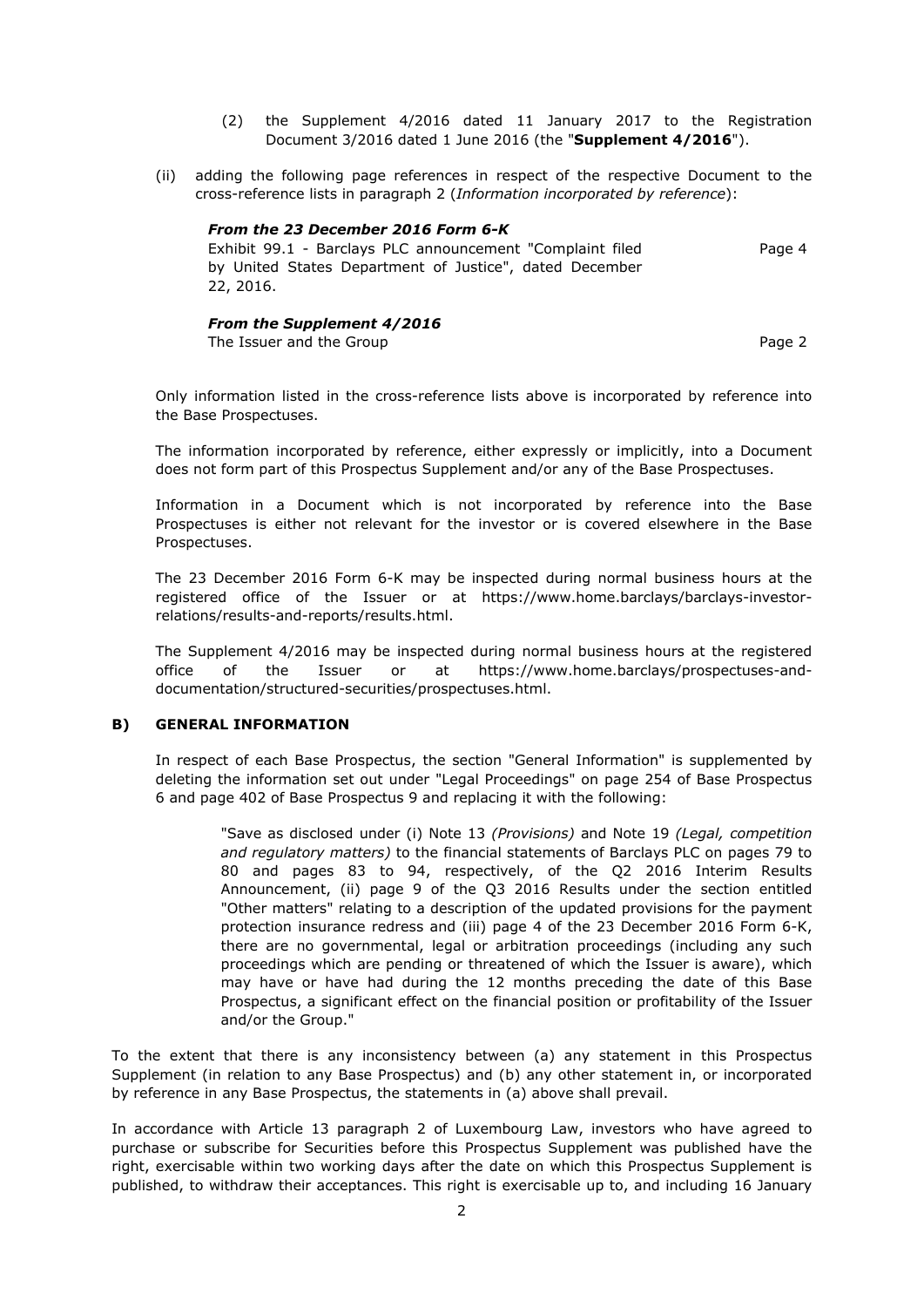(2) the Supplement 4/2016 dated 11 January 2017 to the Registration Document 3/2016 dated 1 June 2016 (the "**Supplement 4/2016**").

(ii) adding the following page references in respect of the respective Document to the cross-reference lists in paragraph 2 (*Information incorporated by reference*):

***From the 23 December 2016 Form 6-K***

| | |
|---|---|
| Exhibit 99.1 - Barclays PLC announcement "Complaint filed by United States Department of Justice", dated December 22, 2016. | Page 4 |

***From the Supplement 4/2016***

| | |
|---|---|
| The Issuer and the Group | Page 2 |

Only information listed in the cross-reference lists above is incorporated by reference into the Base Prospectuses.

The information incorporated by reference, either expressly or implicitly, into a Document does not form part of this Prospectus Supplement and/or any of the Base Prospectuses.

Information in a Document which is not incorporated by reference into the Base Prospectuses is either not relevant for the investor or is covered elsewhere in the Base Prospectuses.

The 23 December 2016 Form 6-K may be inspected during normal business hours at the registered office of the Issuer or at https://www.home.barclays/barclays-investor-relations/results-and-reports/results.html.

The Supplement 4/2016 may be inspected during normal business hours at the registered office of the Issuer or at https://www.home.barclays/prospectuses-and-documentation/structured-securities/prospectuses.html.

## B) GENERAL INFORMATION

In respect of each Base Prospectus, the section "General Information" is supplemented by deleting the information set out under "Legal Proceedings" on page 254 of Base Prospectus 6 and page 402 of Base Prospectus 9 and replacing it with the following:

> "Save as disclosed under (i) Note 13 *(Provisions)* and Note 19 *(Legal, competition and regulatory matters)* to the financial statements of Barclays PLC on pages 79 to 80 and pages 83 to 94, respectively, of the Q2 2016 Interim Results Announcement, (ii) page 9 of the Q3 2016 Results under the section entitled "Other matters" relating to a description of the updated provisions for the payment protection insurance redress and (iii) page 4 of the 23 December 2016 Form 6-K, there are no governmental, legal or arbitration proceedings (including any such proceedings which are pending or threatened of which the Issuer is aware), which may have or have had during the 12 months preceding the date of this Base Prospectus, a significant effect on the financial position or profitability of the Issuer and/or the Group."

To the extent that there is any inconsistency between (a) any statement in this Prospectus Supplement (in relation to any Base Prospectus) and (b) any other statement in, or incorporated by reference in any Base Prospectus, the statements in (a) above shall prevail.

In accordance with Article 13 paragraph 2 of Luxembourg Law, investors who have agreed to purchase or subscribe for Securities before this Prospectus Supplement was published have the right, exercisable within two working days after the date on which this Prospectus Supplement is published, to withdraw their acceptances. This right is exercisable up to, and including 16 January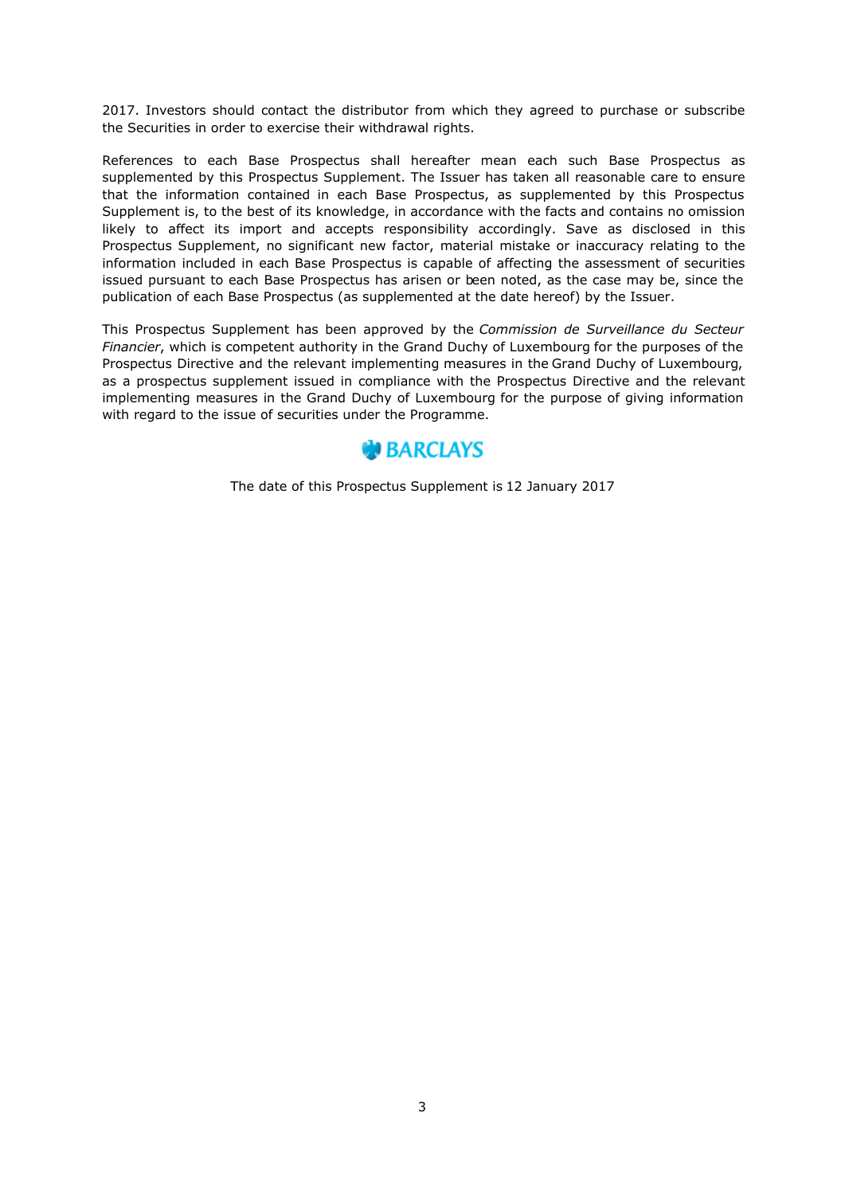2017. Investors should contact the distributor from which they agreed to purchase or subscribe the Securities in order to exercise their withdrawal rights.

References to each Base Prospectus shall hereafter mean each such Base Prospectus as supplemented by this Prospectus Supplement. The Issuer has taken all reasonable care to ensure that the information contained in each Base Prospectus, as supplemented by this Prospectus Supplement is, to the best of its knowledge, in accordance with the facts and contains no omission likely to affect its import and accepts responsibility accordingly. Save as disclosed in this Prospectus Supplement, no significant new factor, material mistake or inaccuracy relating to the information included in each Base Prospectus is capable of affecting the assessment of securities issued pursuant to each Base Prospectus has arisen or been noted, as the case may be, since the publication of each Base Prospectus (as supplemented at the date hereof) by the Issuer.

This Prospectus Supplement has been approved by the *Commission de Surveillance du Secteur Financier*, which is competent authority in the Grand Duchy of Luxembourg for the purposes of the Prospectus Directive and the relevant implementing measures in the Grand Duchy of Luxembourg, as a prospectus supplement issued in compliance with the Prospectus Directive and the relevant implementing measures in the Grand Duchy of Luxembourg for the purpose of giving information with regard to the issue of securities under the Programme.

BARCLAYS

The date of this Prospectus Supplement is 12 January 2017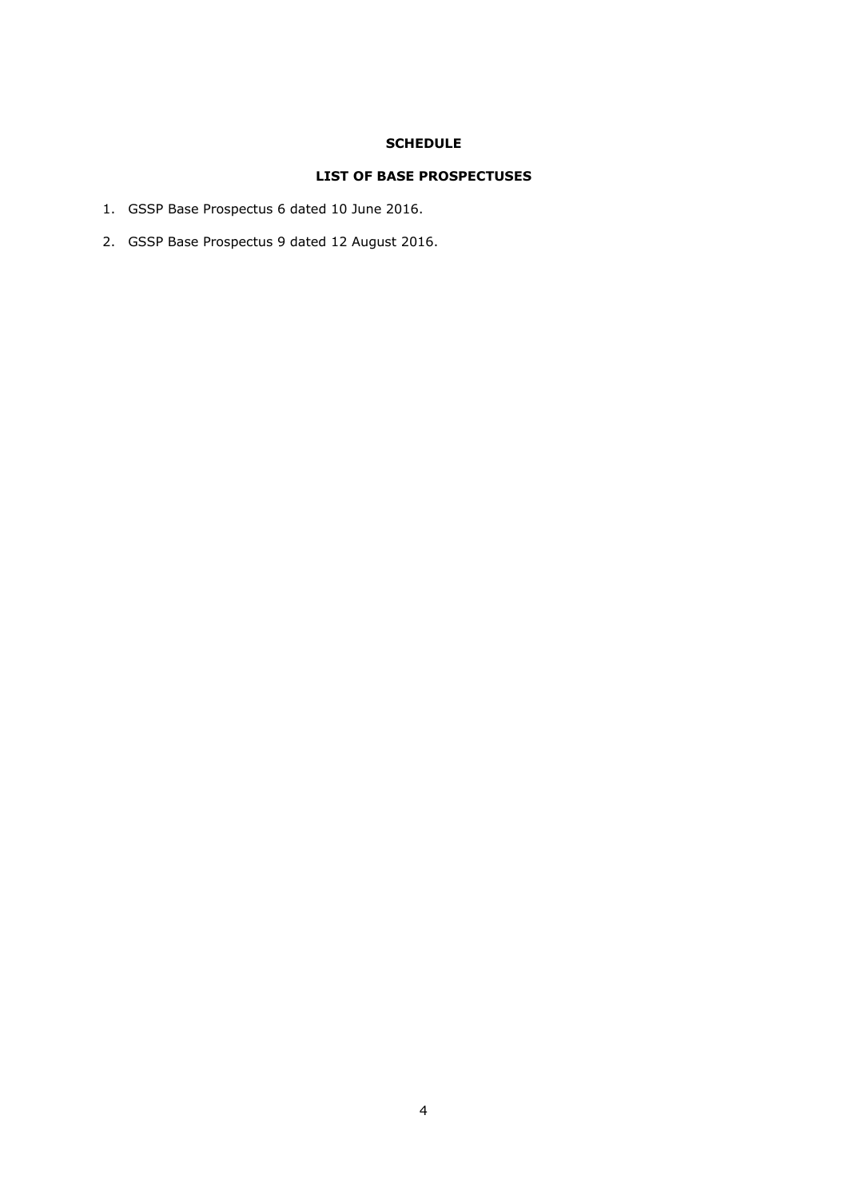## SCHEDULE

## LIST OF BASE PROSPECTUSES

1. GSSP Base Prospectus 6 dated 10 June 2016.
2. GSSP Base Prospectus 9 dated 12 August 2016.